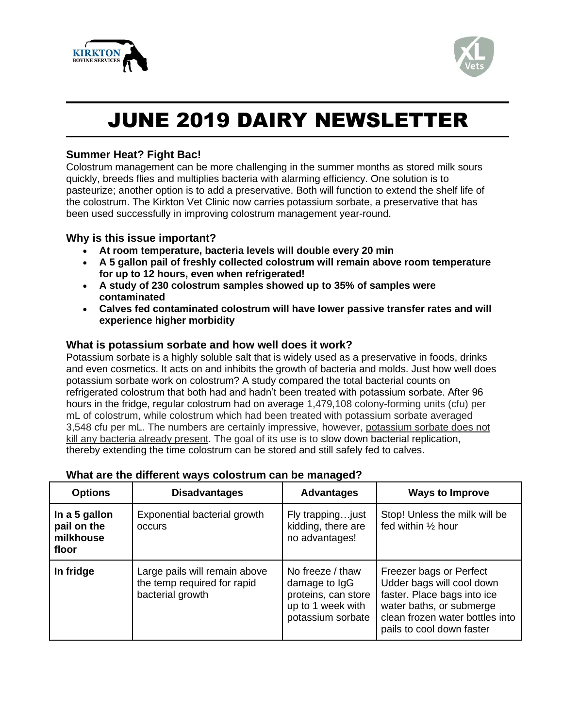# JUNE 2019 DAIRY NEWSLETTER

### Summer Heat? Fight Bac!

Colostrum management can be more challenging in the summer months as stored milk sours quickly, breeds flies and multiplies bacteria with alarming efficiency. One solution is to pasteurize; another option is to add a preservative. Both will function to extend the shelf life of the colostrum. The Kirkton Vet Clinic now carries potassium sorbate, a preservative that has been used successfully in improving colostrum management year-round.

### Why is this issue important?

- **At room temperature, bacteria levels will double every 20 min**
- **A 5 gallon pail of freshly collected colostrum will remain above room temperature for up to 12 hours, even when refrigerated!**
- **A study of 230 colostrum samples showed up to 35% of samples were contaminated**
- **Calves fed contaminated colostrum will have lower passive transfer rates and will experience higher morbidity**

### What is potassium sorbate and how well does it work?

Potassium sorbate is a highly soluble salt that is widely used as a preservative in foods, drinks and even cosmetics. It acts on and inhibits the growth of bacteria and molds. Just how well does potassium sorbate work on colostrum? A study compared the total bacterial counts on refrigerated colostrum that both had and hadn't been treated with potassium sorbate. After 96 hours in the fridge, regular colostrum had on average 1,479,108 colony-forming units (cfu) per mL of colostrum, while colostrum which had been treated with potassium sorbate averaged 3,548 cfu per mL. The numbers are certainly impressive, however, <u>potassium sorbate does not kill any bacteria already present</u>. The goal of its use is to slow down bacterial replication, thereby extending the time colostrum can be stored and still safely fed to calves.

### What are the different ways colostrum can be managed?

| Options | Disadvantages | Advantages | Ways to Improve |
|---|---|---|---|
| **In a 5 gallon pail on the milkhouse floor** | Exponential bacterial growth occurs | Fly trapping…just kidding, there are no advantages! | Stop! Unless the milk will be fed within ½ hour |
| **In fridge** | Large pails will remain above the temp required for rapid bacterial growth | No freeze / thaw damage to IgG proteins, can store up to 1 week with potassium sorbate | Freezer bags or Perfect Udder bags will cool down faster. Place bags into ice water baths, or submerge clean frozen water bottles into pails to cool down faster |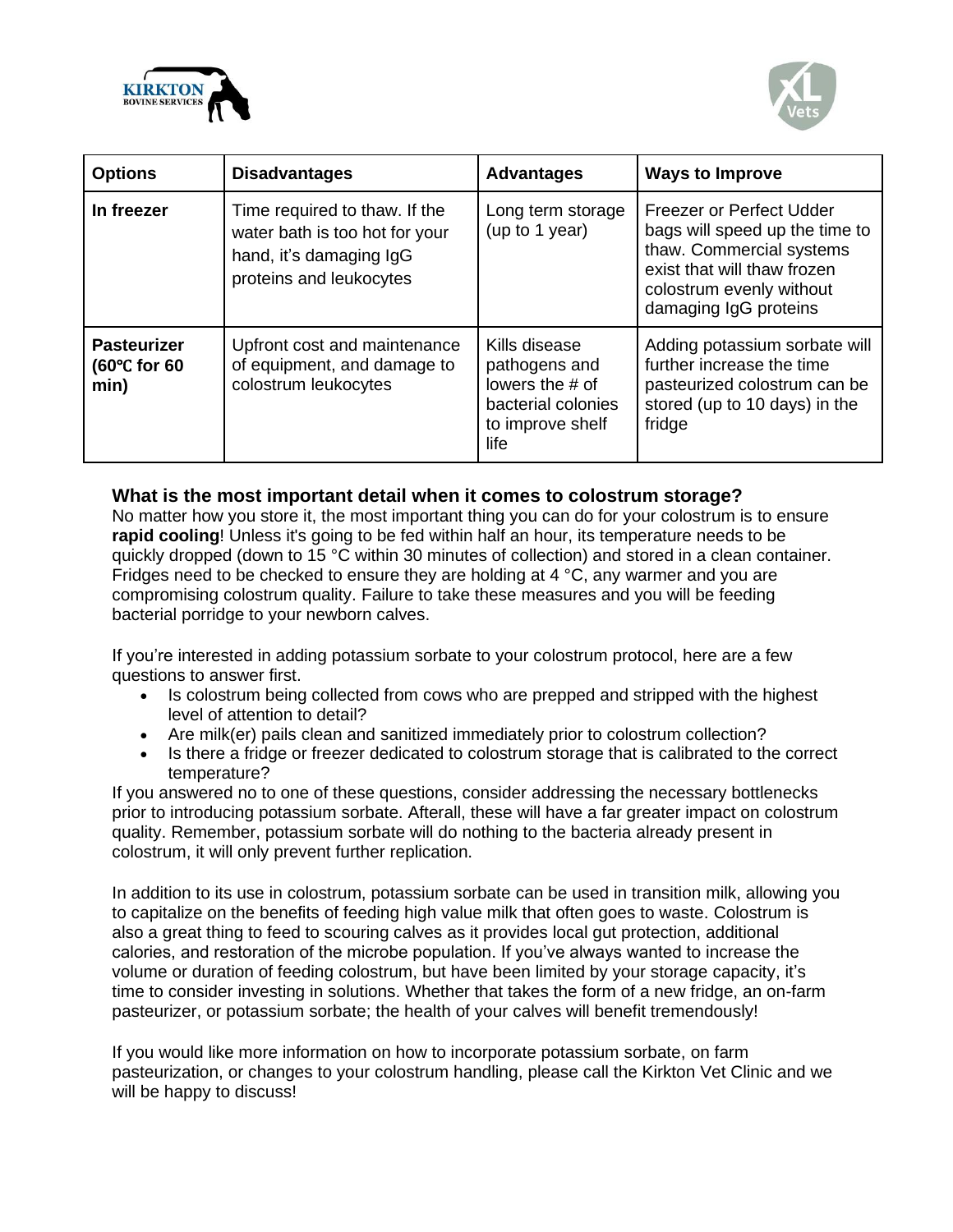| Options | Disadvantages | Advantages | Ways to Improve |
|---|---|---|---|
| **In freezer** | Time required to thaw. If the water bath is too hot for your hand, it's damaging IgG proteins and leukocytes | Long term storage (up to 1 year) | Freezer or Perfect Udder bags will speed up the time to thaw. Commercial systems exist that will thaw frozen colostrum evenly without damaging IgG proteins |
| **Pasteurizer (60℃ for 60 min)** | Upfront cost and maintenance of equipment, and damage to colostrum leukocytes | Kills disease pathogens and lowers the # of bacterial colonies to improve shelf life | Adding potassium sorbate will further increase the time pasteurized colostrum can be stored (up to 10 days) in the fridge |

### What is the most important detail when it comes to colostrum storage?

No matter how you store it, the most important thing you can do for your colostrum is to ensure **rapid cooling**! Unless it's going to be fed within half an hour, its temperature needs to be quickly dropped (down to 15 °C within 30 minutes of collection) and stored in a clean container. Fridges need to be checked to ensure they are holding at 4 °C, any warmer and you are compromising colostrum quality. Failure to take these measures and you will be feeding bacterial porridge to your newborn calves.

If you're interested in adding potassium sorbate to your colostrum protocol, here are a few questions to answer first.

- Is colostrum being collected from cows who are prepped and stripped with the highest level of attention to detail?
- Are milk(er) pails clean and sanitized immediately prior to colostrum collection?
- Is there a fridge or freezer dedicated to colostrum storage that is calibrated to the correct temperature?

If you answered no to one of these questions, consider addressing the necessary bottlenecks prior to introducing potassium sorbate. Afterall, these will have a far greater impact on colostrum quality. Remember, potassium sorbate will do nothing to the bacteria already present in colostrum, it will only prevent further replication.

In addition to its use in colostrum, potassium sorbate can be used in transition milk, allowing you to capitalize on the benefits of feeding high value milk that often goes to waste. Colostrum is also a great thing to feed to scouring calves as it provides local gut protection, additional calories, and restoration of the microbe population. If you've always wanted to increase the volume or duration of feeding colostrum, but have been limited by your storage capacity, it's time to consider investing in solutions. Whether that takes the form of a new fridge, an on-farm pasteurizer, or potassium sorbate; the health of your calves will benefit tremendously!

If you would like more information on how to incorporate potassium sorbate, on farm pasteurization, or changes to your colostrum handling, please call the Kirkton Vet Clinic and we will be happy to discuss!